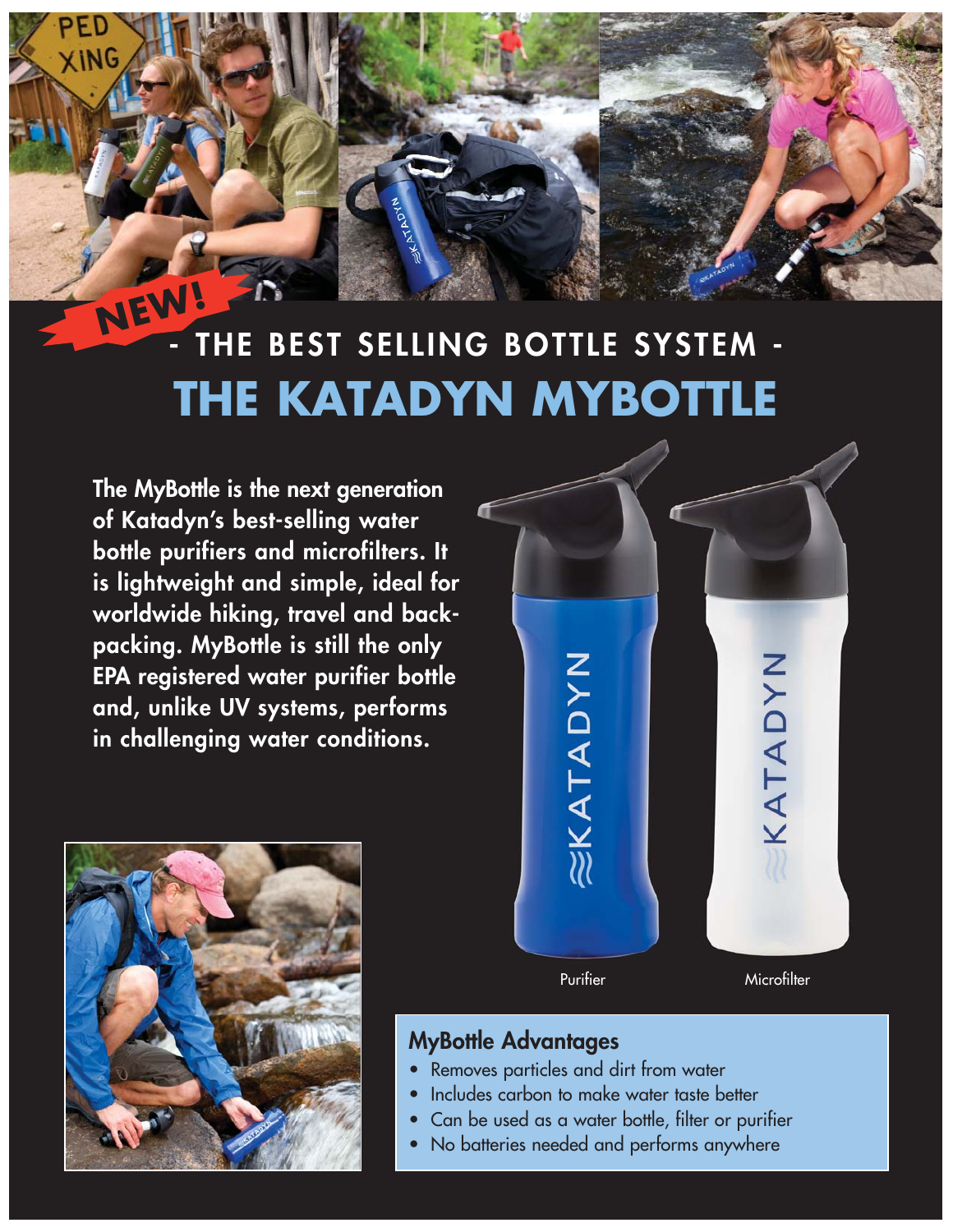NEW!

## - THE BEST SELLING BOTTLE SYSTEM -

# THE KATADYN MYBOTTLE

**The MyBottle is the next generation of Katadyn's best-selling water bottle purifiers and microfilters. It is lightweight and simple, ideal for worldwide hiking, travel and back-packing. MyBottle is still the only EPA registered water purifier bottle and, unlike UV systems, performs in challenging water conditions.**

Purifier

Microfilter

### MyBottle Advantages

- Removes particles and dirt from water
- Includes carbon to make water taste better
- Can be used as a water bottle, filter or purifier
- No batteries needed and performs anywhere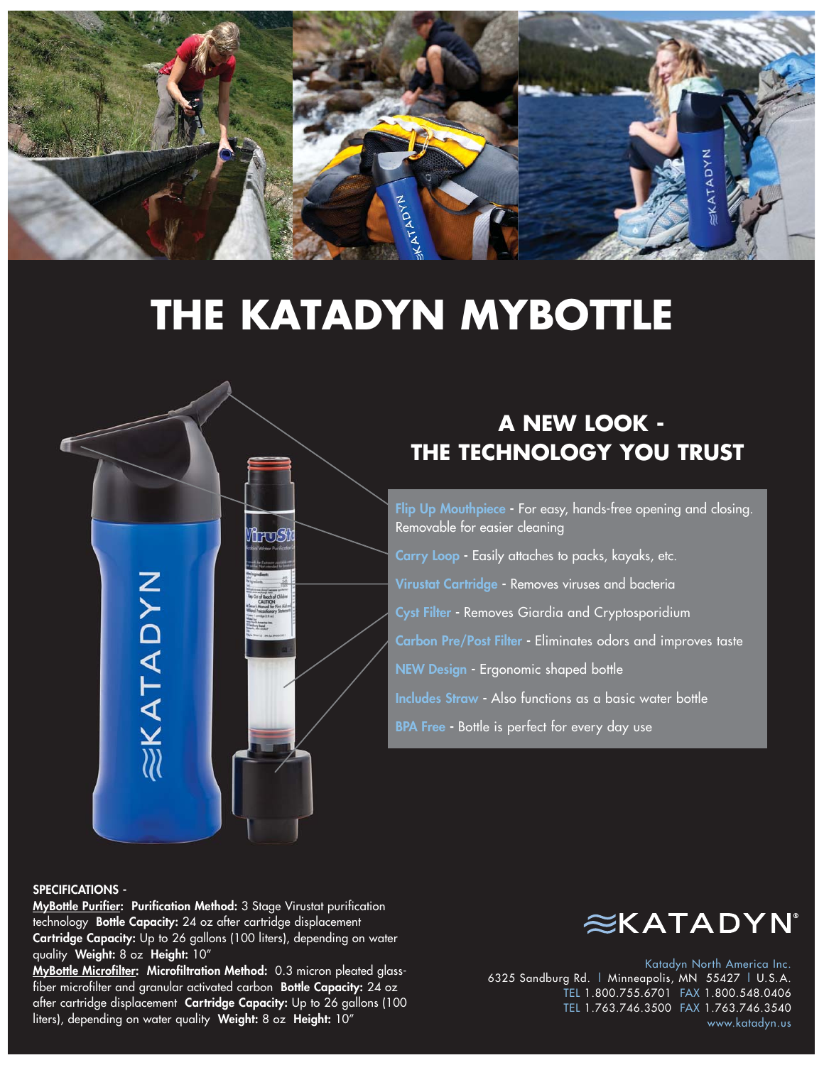# THE KATADYN MYBOTTLE

## A NEW LOOK - THE TECHNOLOGY YOU TRUST

**Flip Up Mouthpiece** - For easy, hands-free opening and closing. Removable for easier cleaning

**Carry Loop** - Easily attaches to packs, kayaks, etc.

**Virustat Cartridge** - Removes viruses and bacteria

**Cyst Filter** - Removes Giardia and Cryptosporidium

**Carbon Pre/Post Filter** - Eliminates odors and improves taste

**NEW Design** - Ergonomic shaped bottle

**Includes Straw** - Also functions as a basic water bottle

**BPA Free** - Bottle is perfect for every day use

**SPECIFICATIONS -**

**MyBottle Purifier: Purification Method:** 3 Stage Virustat purification technology **Bottle Capacity:** 24 oz after cartridge displacement **Cartridge Capacity:** Up to 26 gallons (100 liters), depending on water quality **Weight:** 8 oz **Height:** 10″

**MyBottle Microfilter: Microfiltration Method:** 0.3 micron pleated glass-fiber microfilter and granular activated carbon **Bottle Capacity:** 24 oz after cartridge displacement **Cartridge Capacity:** Up to 26 gallons (100 liters), depending on water quality **Weight:** 8 oz **Height:** 10″

KATADYN®

Katadyn North America Inc.
6325 Sandburg Rd. | Minneapolis, MN 55427 | U.S.A.
TEL 1.800.755.6701 FAX 1.800.548.0406
TEL 1.763.746.3500 FAX 1.763.746.3540
www.katadyn.us